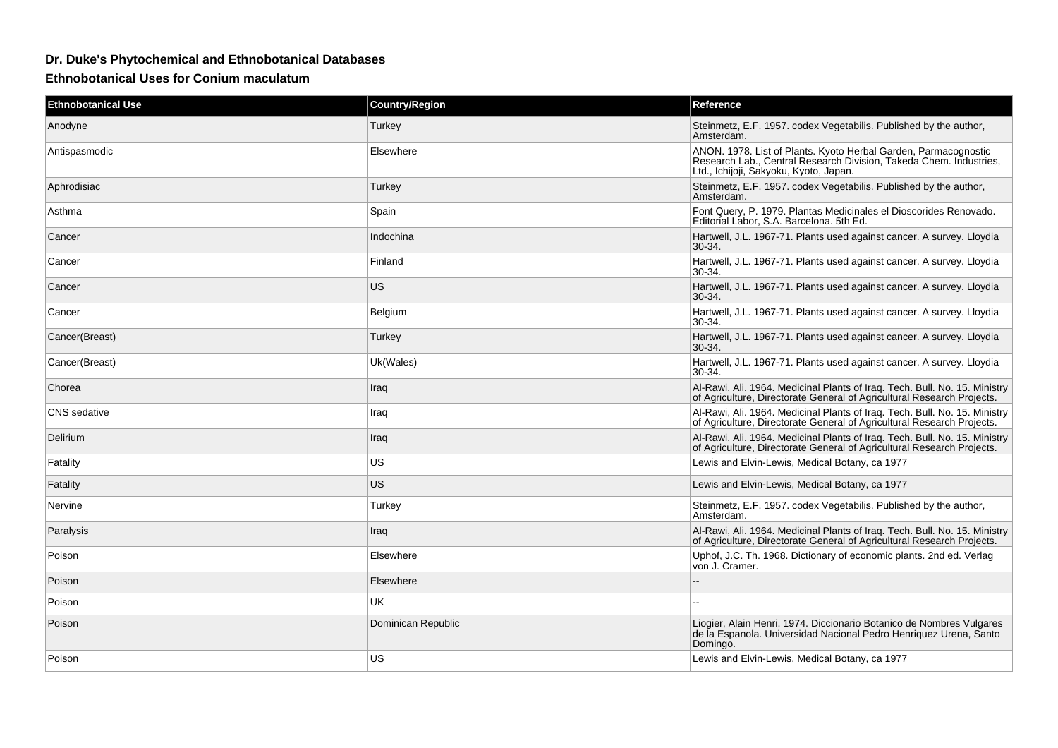# Dr. Duke's Phytochemical and Ethnobotanical Databases

## Ethnobotanical Uses for Conium maculatum

| Ethnobotanical Use | Country/Region | Reference |
|---|---|---|
| Anodyne | Turkey | Steinmetz, E.F. 1957. codex Vegetabilis. Published by the author, Amsterdam. |
| Antispasmodic | Elsewhere | ANON. 1978. List of Plants. Kyoto Herbal Garden, Parmacognostic Research Lab., Central Research Division, Takeda Chem. Industries, Ltd., Ichijoji, Sakyoku, Kyoto, Japan. |
| Aphrodisiac | Turkey | Steinmetz, E.F. 1957. codex Vegetabilis. Published by the author, Amsterdam. |
| Asthma | Spain | Font Query, P. 1979. Plantas Medicinales el Dioscorides Renovado. Editorial Labor, S.A. Barcelona. 5th Ed. |
| Cancer | Indochina | Hartwell, J.L. 1967-71. Plants used against cancer. A survey. Lloydia 30-34. |
| Cancer | Finland | Hartwell, J.L. 1967-71. Plants used against cancer. A survey. Lloydia 30-34. |
| Cancer | US | Hartwell, J.L. 1967-71. Plants used against cancer. A survey. Lloydia 30-34. |
| Cancer | Belgium | Hartwell, J.L. 1967-71. Plants used against cancer. A survey. Lloydia 30-34. |
| Cancer(Breast) | Turkey | Hartwell, J.L. 1967-71. Plants used against cancer. A survey. Lloydia 30-34. |
| Cancer(Breast) | Uk(Wales) | Hartwell, J.L. 1967-71. Plants used against cancer. A survey. Lloydia 30-34. |
| Chorea | Iraq | Al-Rawi, Ali. 1964. Medicinal Plants of Iraq. Tech. Bull. No. 15. Ministry of Agriculture, Directorate General of Agricultural Research Projects. |
| CNS sedative | Iraq | Al-Rawi, Ali. 1964. Medicinal Plants of Iraq. Tech. Bull. No. 15. Ministry of Agriculture, Directorate General of Agricultural Research Projects. |
| Delirium | Iraq | Al-Rawi, Ali. 1964. Medicinal Plants of Iraq. Tech. Bull. No. 15. Ministry of Agriculture, Directorate General of Agricultural Research Projects. |
| Fatality | US | Lewis and Elvin-Lewis, Medical Botany, ca 1977 |
| Fatality | US | Lewis and Elvin-Lewis, Medical Botany, ca 1977 |
| Nervine | Turkey | Steinmetz, E.F. 1957. codex Vegetabilis. Published by the author, Amsterdam. |
| Paralysis | Iraq | Al-Rawi, Ali. 1964. Medicinal Plants of Iraq. Tech. Bull. No. 15. Ministry of Agriculture, Directorate General of Agricultural Research Projects. |
| Poison | Elsewhere | Uphof, J.C. Th. 1968. Dictionary of economic plants. 2nd ed. Verlag von J. Cramer. |
| Poison | Elsewhere | -- |
| Poison | UK | -- |
| Poison | Dominican Republic | Liogier, Alain Henri. 1974. Diccionario Botanico de Nombres Vulgares de la Espanola. Universidad Nacional Pedro Henriquez Urena, Santo Domingo. |
| Poison | US | Lewis and Elvin-Lewis, Medical Botany, ca 1977 |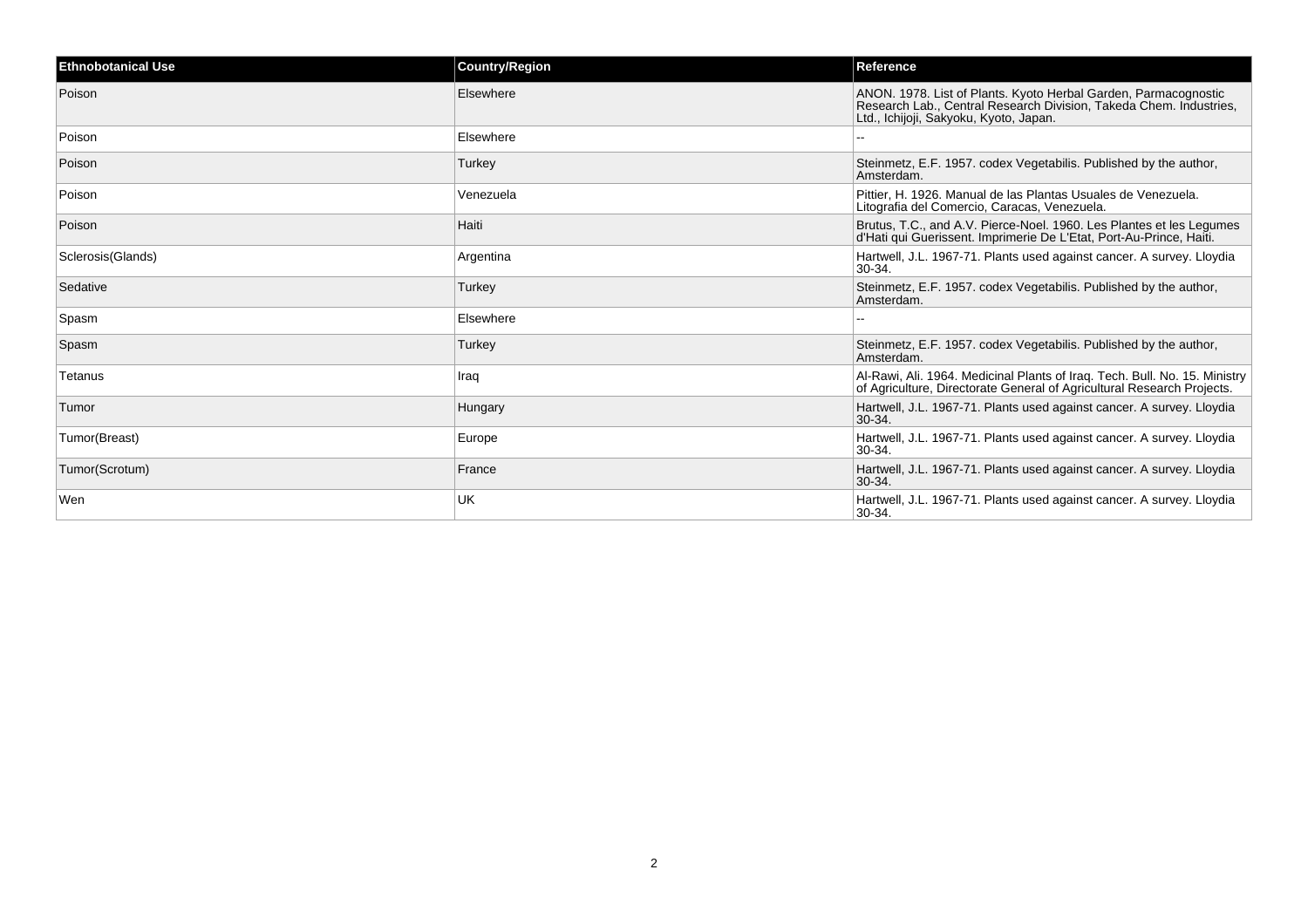| Ethnobotanical Use | Country/Region | Reference |
| --- | --- | --- |
| Poison | Elsewhere | ANON. 1978. List of Plants. Kyoto Herbal Garden, Parmacognostic Research Lab., Central Research Division, Takeda Chem. Industries, Ltd., Ichijoji, Sakyoku, Kyoto, Japan. |
| Poison | Elsewhere | -- |
| Poison | Turkey | Steinmetz, E.F. 1957. codex Vegetabilis. Published by the author, Amsterdam. |
| Poison | Venezuela | Pittier, H. 1926. Manual de las Plantas Usuales de Venezuela. Litografia del Comercio, Caracas, Venezuela. |
| Poison | Haiti | Brutus, T.C., and A.V. Pierce-Noel. 1960. Les Plantes et les Legumes d'Hati qui Guerissent. Imprimerie De L'Etat, Port-Au-Prince, Haiti. |
| Sclerosis(Glands) | Argentina | Hartwell, J.L. 1967-71. Plants used against cancer. A survey. Lloydia 30-34. |
| Sedative | Turkey | Steinmetz, E.F. 1957. codex Vegetabilis. Published by the author, Amsterdam. |
| Spasm | Elsewhere | -- |
| Spasm | Turkey | Steinmetz, E.F. 1957. codex Vegetabilis. Published by the author, Amsterdam. |
| Tetanus | Iraq | Al-Rawi, Ali. 1964. Medicinal Plants of Iraq. Tech. Bull. No. 15. Ministry of Agriculture, Directorate General of Agricultural Research Projects. |
| Tumor | Hungary | Hartwell, J.L. 1967-71. Plants used against cancer. A survey. Lloydia 30-34. |
| Tumor(Breast) | Europe | Hartwell, J.L. 1967-71. Plants used against cancer. A survey. Lloydia 30-34. |
| Tumor(Scrotum) | France | Hartwell, J.L. 1967-71. Plants used against cancer. A survey. Lloydia 30-34. |
| Wen | UK | Hartwell, J.L. 1967-71. Plants used against cancer. A survey. Lloydia 30-34. |